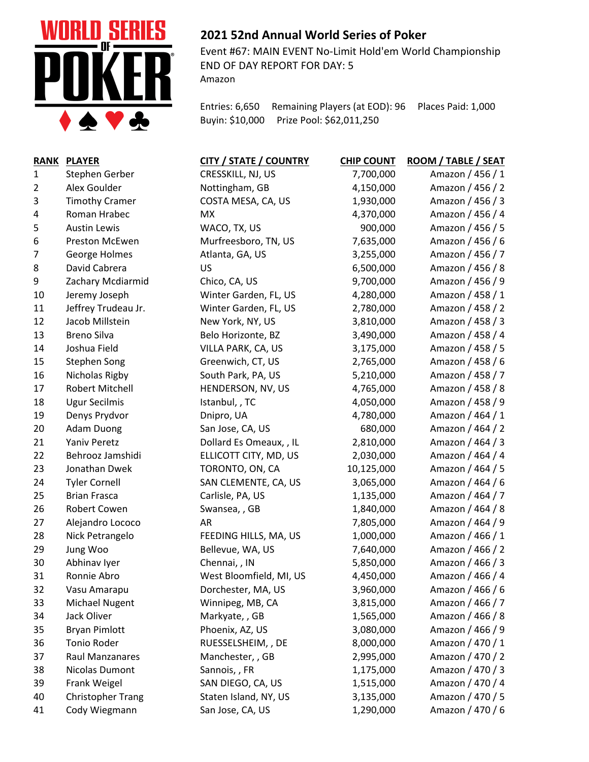# 2021 52nd Annual World Series of Poker

Event #67: MAIN EVENT No-Limit Hold'em World Championship
END OF DAY REPORT FOR DAY: 5
Amazon

Entries: 6,650 Remaining Players (at EOD): 96 Places Paid: 1,000
Buyin: $10,000 Prize Pool: $62,011,250

| RANK | PLAYER | CITY / STATE / COUNTRY | CHIP COUNT | ROOM / TABLE / SEAT |
|---|---|---|---|---|
| 1 | Stephen Gerber | CRESSKILL, NJ, US | 7,700,000 | Amazon / 456 / 1 |
| 2 | Alex Goulder | Nottingham, GB | 4,150,000 | Amazon / 456 / 2 |
| 3 | Timothy Cramer | COSTA MESA, CA, US | 1,930,000 | Amazon / 456 / 3 |
| 4 | Roman Hrabec | MX | 4,370,000 | Amazon / 456 / 4 |
| 5 | Austin Lewis | WACO, TX, US | 900,000 | Amazon / 456 / 5 |
| 6 | Preston McEwen | Murfreesboro, TN, US | 7,635,000 | Amazon / 456 / 6 |
| 7 | George Holmes | Atlanta, GA, US | 3,255,000 | Amazon / 456 / 7 |
| 8 | David Cabrera | US | 6,500,000 | Amazon / 456 / 8 |
| 9 | Zachary Mcdiarmid | Chico, CA, US | 9,700,000 | Amazon / 456 / 9 |
| 10 | Jeremy Joseph | Winter Garden, FL, US | 4,280,000 | Amazon / 458 / 1 |
| 11 | Jeffrey Trudeau Jr. | Winter Garden, FL, US | 2,780,000 | Amazon / 458 / 2 |
| 12 | Jacob Millstein | New York, NY, US | 3,810,000 | Amazon / 458 / 3 |
| 13 | Breno Silva | Belo Horizonte, BZ | 3,490,000 | Amazon / 458 / 4 |
| 14 | Joshua Field | VILLA PARK, CA, US | 3,175,000 | Amazon / 458 / 5 |
| 15 | Stephen Song | Greenwich, CT, US | 2,765,000 | Amazon / 458 / 6 |
| 16 | Nicholas Rigby | South Park, PA, US | 5,210,000 | Amazon / 458 / 7 |
| 17 | Robert Mitchell | HENDERSON, NV, US | 4,765,000 | Amazon / 458 / 8 |
| 18 | Ugur Secilmis | Istanbul, , TC | 4,050,000 | Amazon / 458 / 9 |
| 19 | Denys Prydvor | Dnipro, UA | 4,780,000 | Amazon / 464 / 1 |
| 20 | Adam Duong | San Jose, CA, US | 680,000 | Amazon / 464 / 2 |
| 21 | Yaniv Peretz | Dollard Es Omeaux, , IL | 2,810,000 | Amazon / 464 / 3 |
| 22 | Behrooz Jamshidi | ELLICOTT CITY, MD, US | 2,030,000 | Amazon / 464 / 4 |
| 23 | Jonathan Dwek | TORONTO, ON, CA | 10,125,000 | Amazon / 464 / 5 |
| 24 | Tyler Cornell | SAN CLEMENTE, CA, US | 3,065,000 | Amazon / 464 / 6 |
| 25 | Brian Frasca | Carlisle, PA, US | 1,135,000 | Amazon / 464 / 7 |
| 26 | Robert Cowen | Swansea, , GB | 1,840,000 | Amazon / 464 / 8 |
| 27 | Alejandro Lococo | AR | 7,805,000 | Amazon / 464 / 9 |
| 28 | Nick Petrangelo | FEEDING HILLS, MA, US | 1,000,000 | Amazon / 466 / 1 |
| 29 | Jung Woo | Bellevue, WA, US | 7,640,000 | Amazon / 466 / 2 |
| 30 | Abhinav Iyer | Chennai, , IN | 5,850,000 | Amazon / 466 / 3 |
| 31 | Ronnie Abro | West Bloomfield, MI, US | 4,450,000 | Amazon / 466 / 4 |
| 32 | Vasu Amarapu | Dorchester, MA, US | 3,960,000 | Amazon / 466 / 6 |
| 33 | Michael Nugent | Winnipeg, MB, CA | 3,815,000 | Amazon / 466 / 7 |
| 34 | Jack Oliver | Markyate, , GB | 1,565,000 | Amazon / 466 / 8 |
| 35 | Bryan Pimlott | Phoenix, AZ, US | 3,080,000 | Amazon / 466 / 9 |
| 36 | Tonio Roder | RUESSELSHEIM, , DE | 8,000,000 | Amazon / 470 / 1 |
| 37 | Raul Manzanares | Manchester, , GB | 2,995,000 | Amazon / 470 / 2 |
| 38 | Nicolas Dumont | Sannois, , FR | 1,175,000 | Amazon / 470 / 3 |
| 39 | Frank Weigel | SAN DIEGO, CA, US | 1,515,000 | Amazon / 470 / 4 |
| 40 | Christopher Trang | Staten Island, NY, US | 3,135,000 | Amazon / 470 / 5 |
| 41 | Cody Wiegmann | San Jose, CA, US | 1,290,000 | Amazon / 470 / 6 |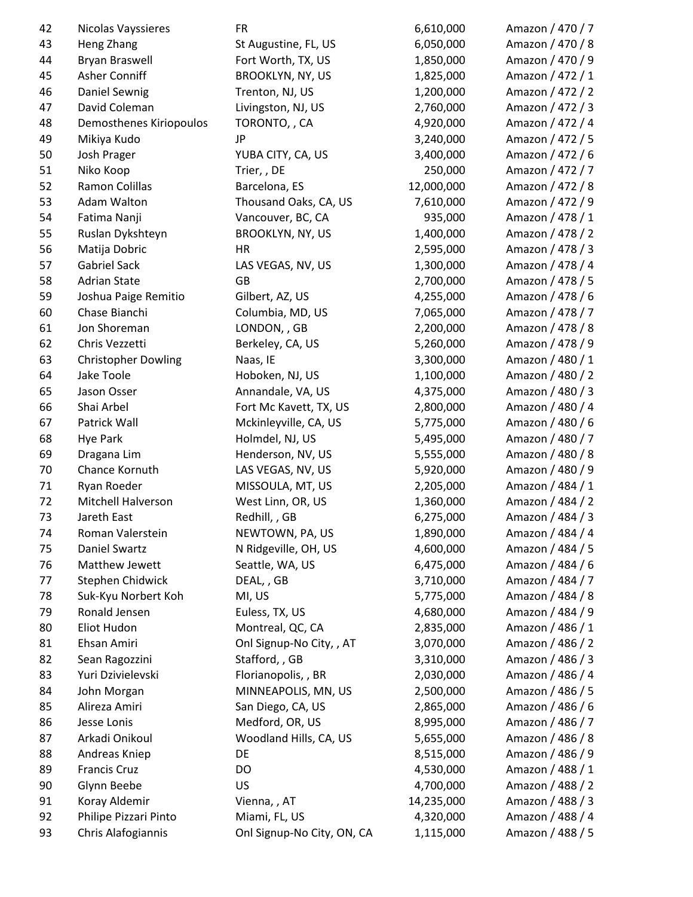| | | | | |
|---|---|---|---|---|
| 42 | Nicolas Vayssieres | FR | 6,610,000 | Amazon / 470 / 7 |
| 43 | Heng Zhang | St Augustine, FL, US | 6,050,000 | Amazon / 470 / 8 |
| 44 | Bryan Braswell | Fort Worth, TX, US | 1,850,000 | Amazon / 470 / 9 |
| 45 | Asher Conniff | BROOKLYN, NY, US | 1,825,000 | Amazon / 472 / 1 |
| 46 | Daniel Sewnig | Trenton, NJ, US | 1,200,000 | Amazon / 472 / 2 |
| 47 | David Coleman | Livingston, NJ, US | 2,760,000 | Amazon / 472 / 3 |
| 48 | Demosthenes Kiriopoulos | TORONTO, , CA | 4,920,000 | Amazon / 472 / 4 |
| 49 | Mikiya Kudo | JP | 3,240,000 | Amazon / 472 / 5 |
| 50 | Josh Prager | YUBA CITY, CA, US | 3,400,000 | Amazon / 472 / 6 |
| 51 | Niko Koop | Trier, , DE | 250,000 | Amazon / 472 / 7 |
| 52 | Ramon Colillas | Barcelona, ES | 12,000,000 | Amazon / 472 / 8 |
| 53 | Adam Walton | Thousand Oaks, CA, US | 7,610,000 | Amazon / 472 / 9 |
| 54 | Fatima Nanji | Vancouver, BC, CA | 935,000 | Amazon / 478 / 1 |
| 55 | Ruslan Dykshteyn | BROOKLYN, NY, US | 1,400,000 | Amazon / 478 / 2 |
| 56 | Matija Dobric | HR | 2,595,000 | Amazon / 478 / 3 |
| 57 | Gabriel Sack | LAS VEGAS, NV, US | 1,300,000 | Amazon / 478 / 4 |
| 58 | Adrian State | GB | 2,700,000 | Amazon / 478 / 5 |
| 59 | Joshua Paige Remitio | Gilbert, AZ, US | 4,255,000 | Amazon / 478 / 6 |
| 60 | Chase Bianchi | Columbia, MD, US | 7,065,000 | Amazon / 478 / 7 |
| 61 | Jon Shoreman | LONDON, , GB | 2,200,000 | Amazon / 478 / 8 |
| 62 | Chris Vezzetti | Berkeley, CA, US | 5,260,000 | Amazon / 478 / 9 |
| 63 | Christopher Dowling | Naas, IE | 3,300,000 | Amazon / 480 / 1 |
| 64 | Jake Toole | Hoboken, NJ, US | 1,100,000 | Amazon / 480 / 2 |
| 65 | Jason Osser | Annandale, VA, US | 4,375,000 | Amazon / 480 / 3 |
| 66 | Shai Arbel | Fort Mc Kavett, TX, US | 2,800,000 | Amazon / 480 / 4 |
| 67 | Patrick Wall | Mckinleyville, CA, US | 5,775,000 | Amazon / 480 / 6 |
| 68 | Hye Park | Holmdel, NJ, US | 5,495,000 | Amazon / 480 / 7 |
| 69 | Dragana Lim | Henderson, NV, US | 5,555,000 | Amazon / 480 / 8 |
| 70 | Chance Kornuth | LAS VEGAS, NV, US | 5,920,000 | Amazon / 480 / 9 |
| 71 | Ryan Roeder | MISSOULA, MT, US | 2,205,000 | Amazon / 484 / 1 |
| 72 | Mitchell Halverson | West Linn, OR, US | 1,360,000 | Amazon / 484 / 2 |
| 73 | Jareth East | Redhill, , GB | 6,275,000 | Amazon / 484 / 3 |
| 74 | Roman Valerstein | NEWTOWN, PA, US | 1,890,000 | Amazon / 484 / 4 |
| 75 | Daniel Swartz | N Ridgeville, OH, US | 4,600,000 | Amazon / 484 / 5 |
| 76 | Matthew Jewett | Seattle, WA, US | 6,475,000 | Amazon / 484 / 6 |
| 77 | Stephen Chidwick | DEAL, , GB | 3,710,000 | Amazon / 484 / 7 |
| 78 | Suk-Kyu Norbert Koh | MI, US | 5,775,000 | Amazon / 484 / 8 |
| 79 | Ronald Jensen | Euless, TX, US | 4,680,000 | Amazon / 484 / 9 |
| 80 | Eliot Hudon | Montreal, QC, CA | 2,835,000 | Amazon / 486 / 1 |
| 81 | Ehsan Amiri | Onl Signup-No City, , AT | 3,070,000 | Amazon / 486 / 2 |
| 82 | Sean Ragozzini | Stafford, , GB | 3,310,000 | Amazon / 486 / 3 |
| 83 | Yuri Dzivielevski | Florianopolis, , BR | 2,030,000 | Amazon / 486 / 4 |
| 84 | John Morgan | MINNEAPOLIS, MN, US | 2,500,000 | Amazon / 486 / 5 |
| 85 | Alireza Amiri | San Diego, CA, US | 2,865,000 | Amazon / 486 / 6 |
| 86 | Jesse Lonis | Medford, OR, US | 8,995,000 | Amazon / 486 / 7 |
| 87 | Arkadi Onikoul | Woodland Hills, CA, US | 5,655,000 | Amazon / 486 / 8 |
| 88 | Andreas Kniep | DE | 8,515,000 | Amazon / 486 / 9 |
| 89 | Francis Cruz | DO | 4,530,000 | Amazon / 488 / 1 |
| 90 | Glynn Beebe | US | 4,700,000 | Amazon / 488 / 2 |
| 91 | Koray Aldemir | Vienna, , AT | 14,235,000 | Amazon / 488 / 3 |
| 92 | Philipe Pizzari Pinto | Miami, FL, US | 4,320,000 | Amazon / 488 / 4 |
| 93 | Chris Alafogiannis | Onl Signup-No City, ON, CA | 1,115,000 | Amazon / 488 / 5 |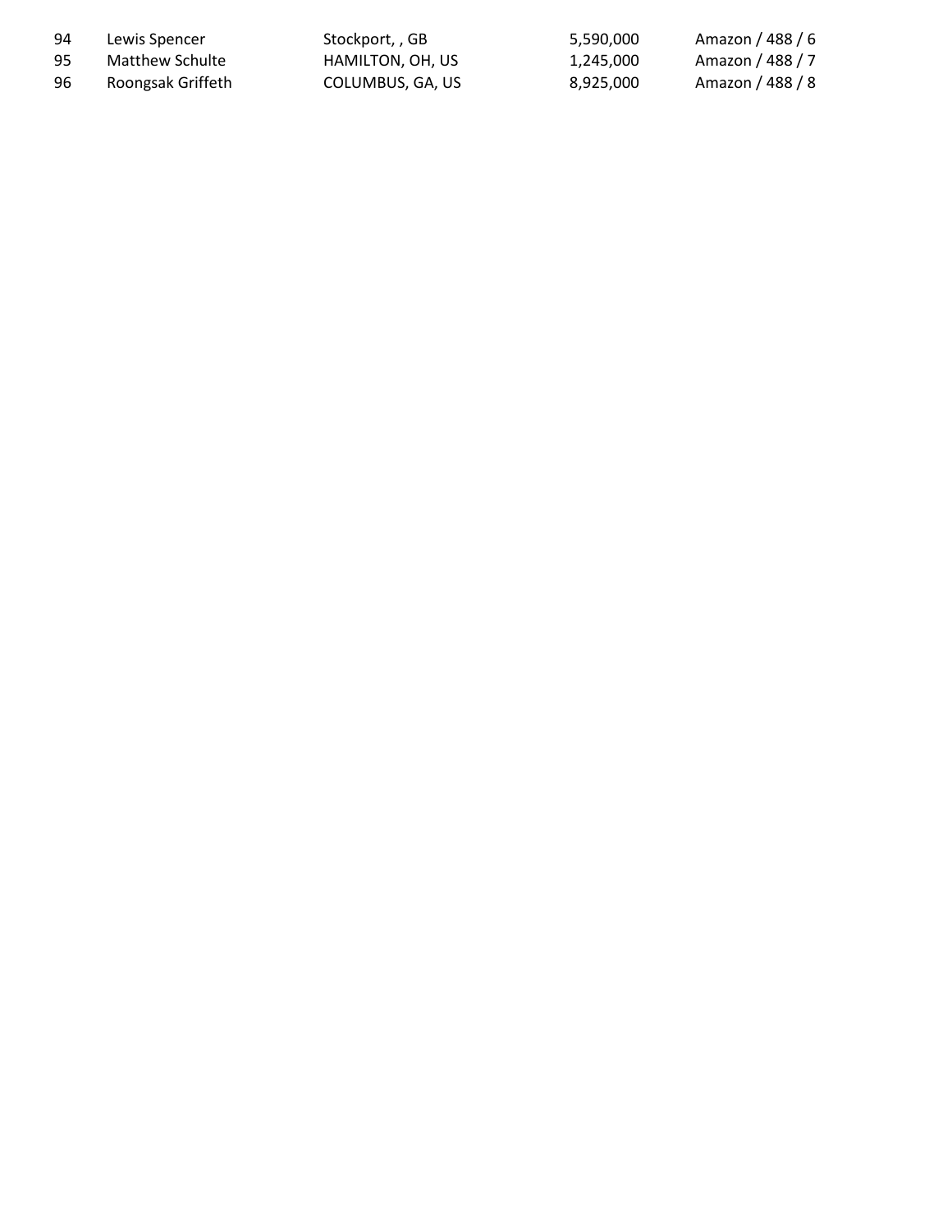| | | | | |
|---|---|---|---|---|
| 94 | Lewis Spencer | Stockport, , GB | 5,590,000 | Amazon / 488 / 6 |
| 95 | Matthew Schulte | HAMILTON, OH, US | 1,245,000 | Amazon / 488 / 7 |
| 96 | Roongsak Griffeth | COLUMBUS, GA, US | 8,925,000 | Amazon / 488 / 8 |